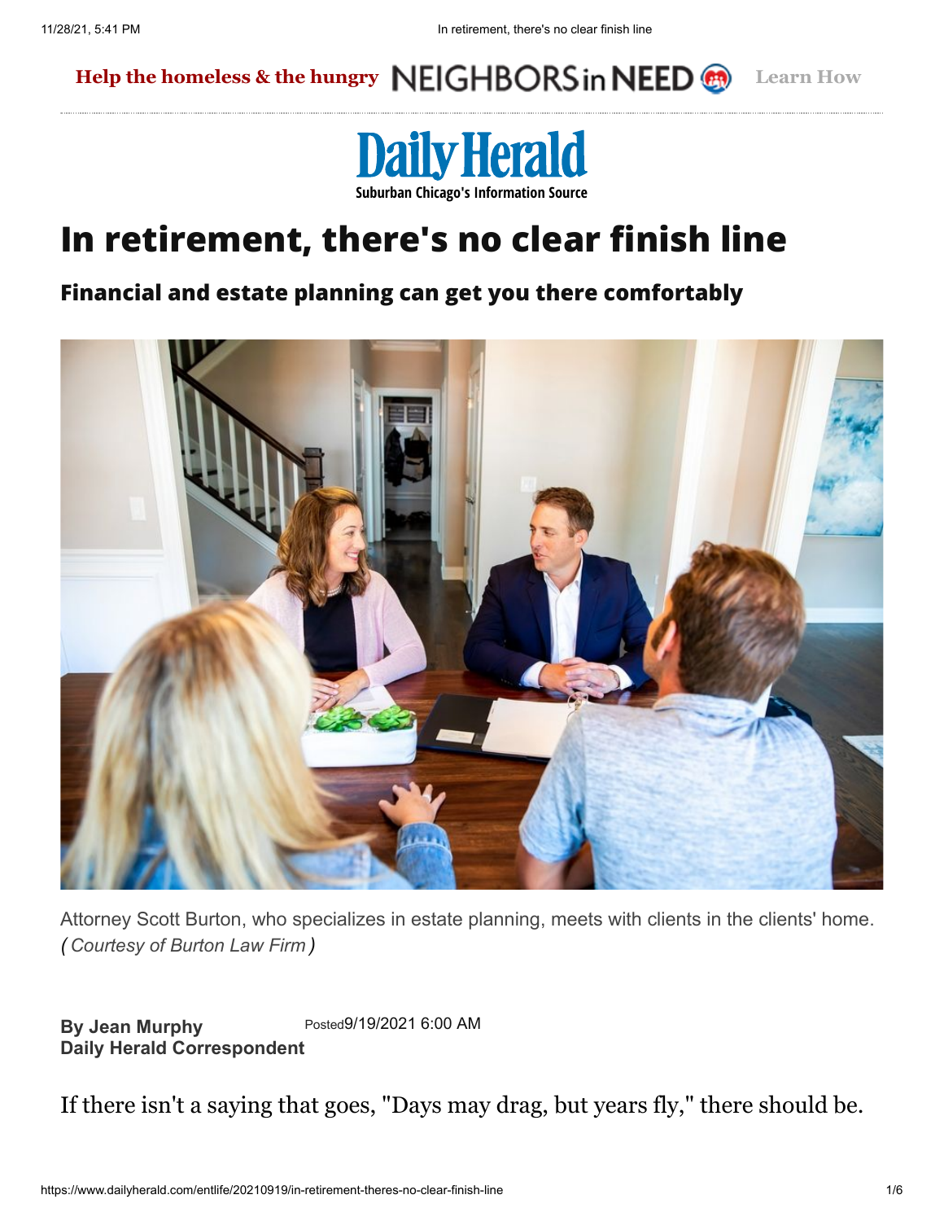Help the homeless & the hungry NEIGHBORS in NEED Learn How

Daily Herald
Suburban Chicago's Information Source

# In retirement, there's no clear finish line

## Financial and estate planning can get you there comfortably

Attorney Scott Burton, who specializes in estate planning, meets with clients in the clients' home. *( Courtesy of Burton Law Firm )*

**By Jean Murphy**
**Daily Herald Correspondent**

Posted 9/19/2021 6:00 AM

If there isn't a saying that goes, "Days may drag, but years fly," there should be.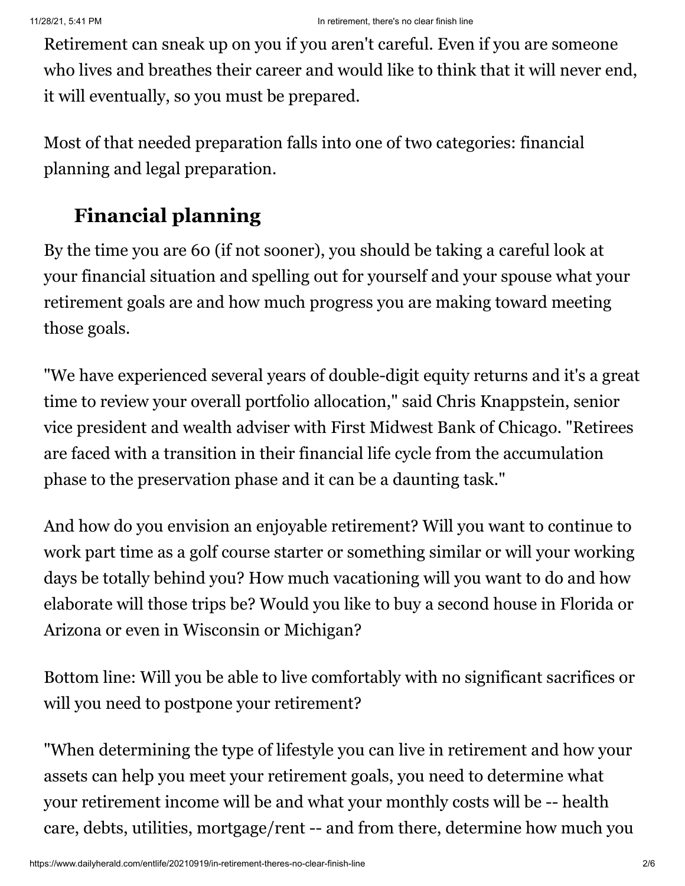Retirement can sneak up on you if you aren't careful. Even if you are someone who lives and breathes their career and would like to think that it will never end, it will eventually, so you must be prepared.

Most of that needed preparation falls into one of two categories: financial planning and legal preparation.

## Financial planning

By the time you are 60 (if not sooner), you should be taking a careful look at your financial situation and spelling out for yourself and your spouse what your retirement goals are and how much progress you are making toward meeting those goals.

"We have experienced several years of double-digit equity returns and it's a great time to review your overall portfolio allocation," said Chris Knappstein, senior vice president and wealth adviser with First Midwest Bank of Chicago. "Retirees are faced with a transition in their financial life cycle from the accumulation phase to the preservation phase and it can be a daunting task."

And how do you envision an enjoyable retirement? Will you want to continue to work part time as a golf course starter or something similar or will your working days be totally behind you? How much vacationing will you want to do and how elaborate will those trips be? Would you like to buy a second house in Florida or Arizona or even in Wisconsin or Michigan?

Bottom line: Will you be able to live comfortably with no significant sacrifices or will you need to postpone your retirement?

"When determining the type of lifestyle you can live in retirement and how your assets can help you meet your retirement goals, you need to determine what your retirement income will be and what your monthly costs will be -- health care, debts, utilities, mortgage/rent -- and from there, determine how much you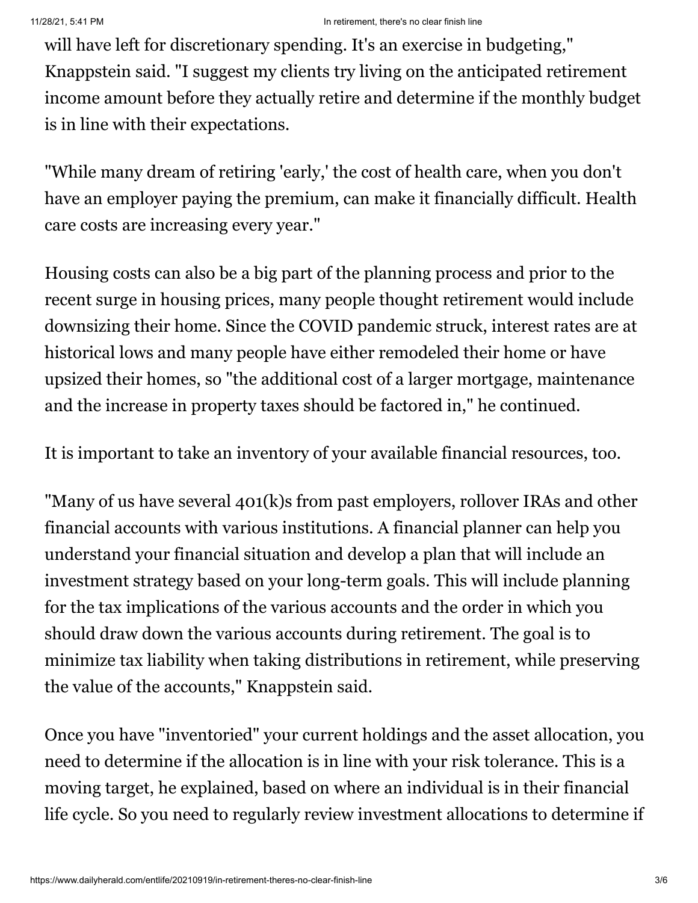will have left for discretionary spending. It's an exercise in budgeting," Knappstein said. "I suggest my clients try living on the anticipated retirement income amount before they actually retire and determine if the monthly budget is in line with their expectations.

"While many dream of retiring 'early,' the cost of health care, when you don't have an employer paying the premium, can make it financially difficult. Health care costs are increasing every year."

Housing costs can also be a big part of the planning process and prior to the recent surge in housing prices, many people thought retirement would include downsizing their home. Since the COVID pandemic struck, interest rates are at historical lows and many people have either remodeled their home or have upsized their homes, so "the additional cost of a larger mortgage, maintenance and the increase in property taxes should be factored in," he continued.

It is important to take an inventory of your available financial resources, too.

"Many of us have several 401(k)s from past employers, rollover IRAs and other financial accounts with various institutions. A financial planner can help you understand your financial situation and develop a plan that will include an investment strategy based on your long-term goals. This will include planning for the tax implications of the various accounts and the order in which you should draw down the various accounts during retirement. The goal is to minimize tax liability when taking distributions in retirement, while preserving the value of the accounts," Knappstein said.

Once you have "inventoried" your current holdings and the asset allocation, you need to determine if the allocation is in line with your risk tolerance. This is a moving target, he explained, based on where an individual is in their financial life cycle. So you need to regularly review investment allocations to determine if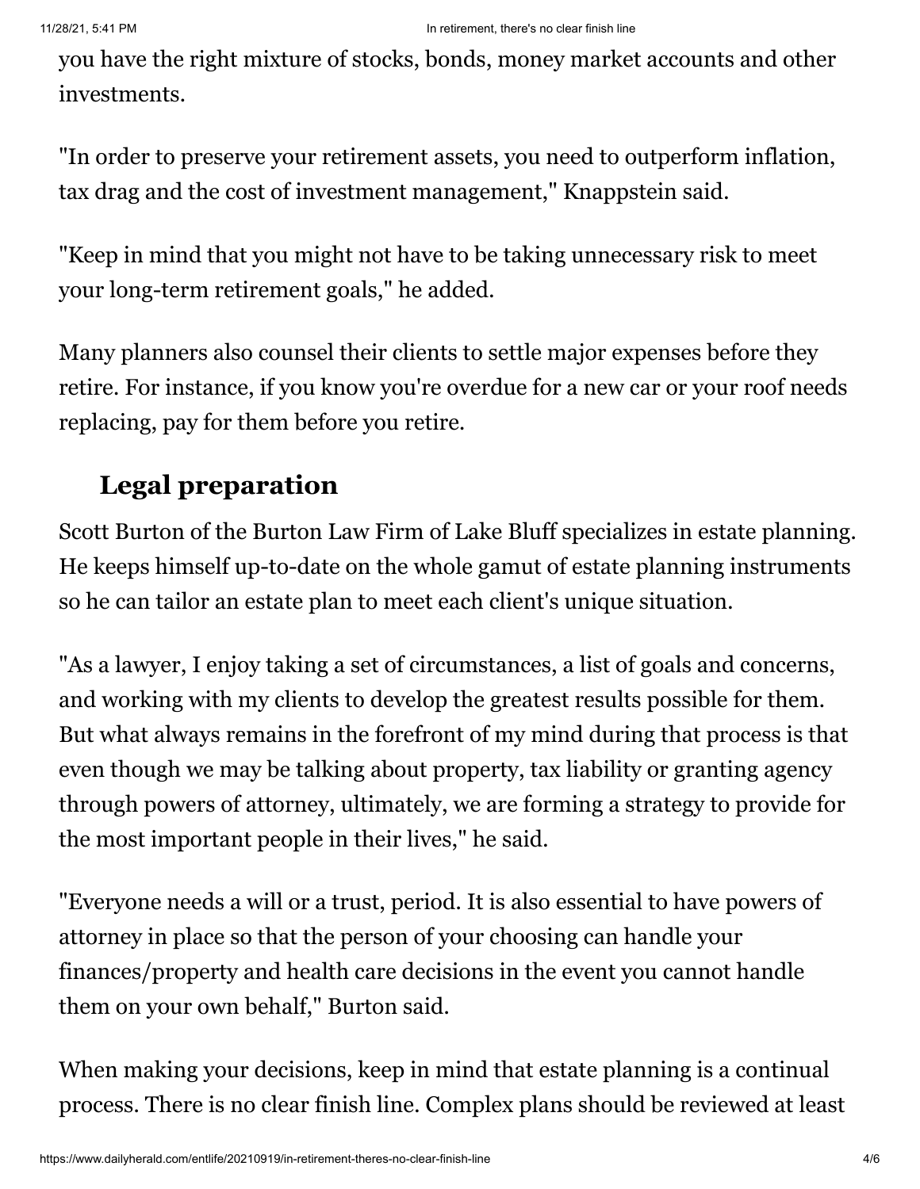you have the right mixture of stocks, bonds, money market accounts and other investments.

"In order to preserve your retirement assets, you need to outperform inflation, tax drag and the cost of investment management," Knappstein said.

"Keep in mind that you might not have to be taking unnecessary risk to meet your long-term retirement goals," he added.

Many planners also counsel their clients to settle major expenses before they retire. For instance, if you know you're overdue for a new car or your roof needs replacing, pay for them before you retire.

## Legal preparation

Scott Burton of the Burton Law Firm of Lake Bluff specializes in estate planning. He keeps himself up-to-date on the whole gamut of estate planning instruments so he can tailor an estate plan to meet each client's unique situation.

"As a lawyer, I enjoy taking a set of circumstances, a list of goals and concerns, and working with my clients to develop the greatest results possible for them. But what always remains in the forefront of my mind during that process is that even though we may be talking about property, tax liability or granting agency through powers of attorney, ultimately, we are forming a strategy to provide for the most important people in their lives," he said.

"Everyone needs a will or a trust, period. It is also essential to have powers of attorney in place so that the person of your choosing can handle your finances/property and health care decisions in the event you cannot handle them on your own behalf," Burton said.

When making your decisions, keep in mind that estate planning is a continual process. There is no clear finish line. Complex plans should be reviewed at least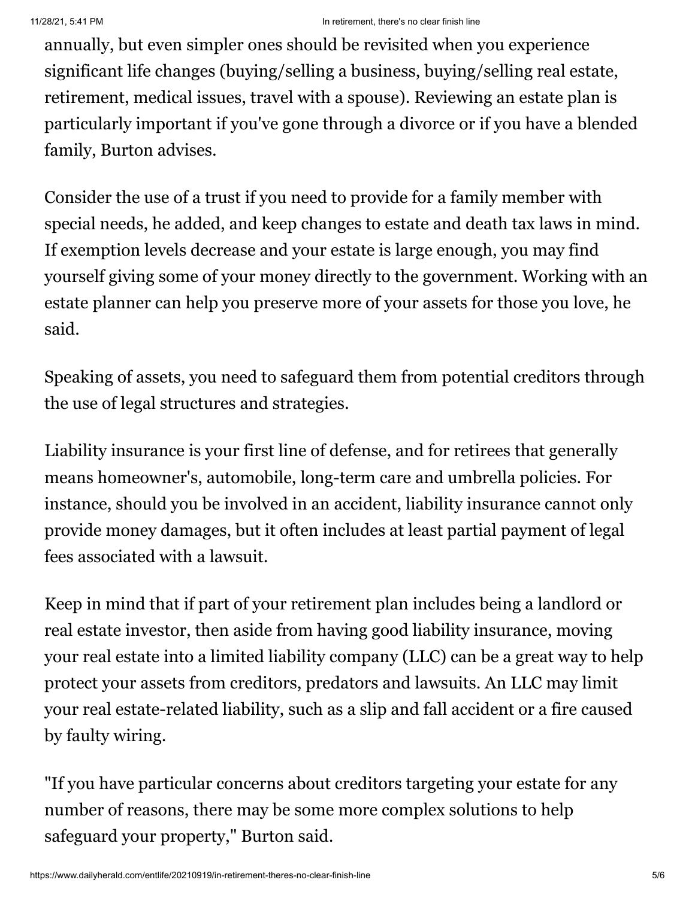annually, but even simpler ones should be revisited when you experience significant life changes (buying/selling a business, buying/selling real estate, retirement, medical issues, travel with a spouse). Reviewing an estate plan is particularly important if you've gone through a divorce or if you have a blended family, Burton advises.

Consider the use of a trust if you need to provide for a family member with special needs, he added, and keep changes to estate and death tax laws in mind. If exemption levels decrease and your estate is large enough, you may find yourself giving some of your money directly to the government. Working with an estate planner can help you preserve more of your assets for those you love, he said.

Speaking of assets, you need to safeguard them from potential creditors through the use of legal structures and strategies.

Liability insurance is your first line of defense, and for retirees that generally means homeowner's, automobile, long-term care and umbrella policies. For instance, should you be involved in an accident, liability insurance cannot only provide money damages, but it often includes at least partial payment of legal fees associated with a lawsuit.

Keep in mind that if part of your retirement plan includes being a landlord or real estate investor, then aside from having good liability insurance, moving your real estate into a limited liability company (LLC) can be a great way to help protect your assets from creditors, predators and lawsuits. An LLC may limit your real estate-related liability, such as a slip and fall accident or a fire caused by faulty wiring.

"If you have particular concerns about creditors targeting your estate for any number of reasons, there may be some more complex solutions to help safeguard your property," Burton said.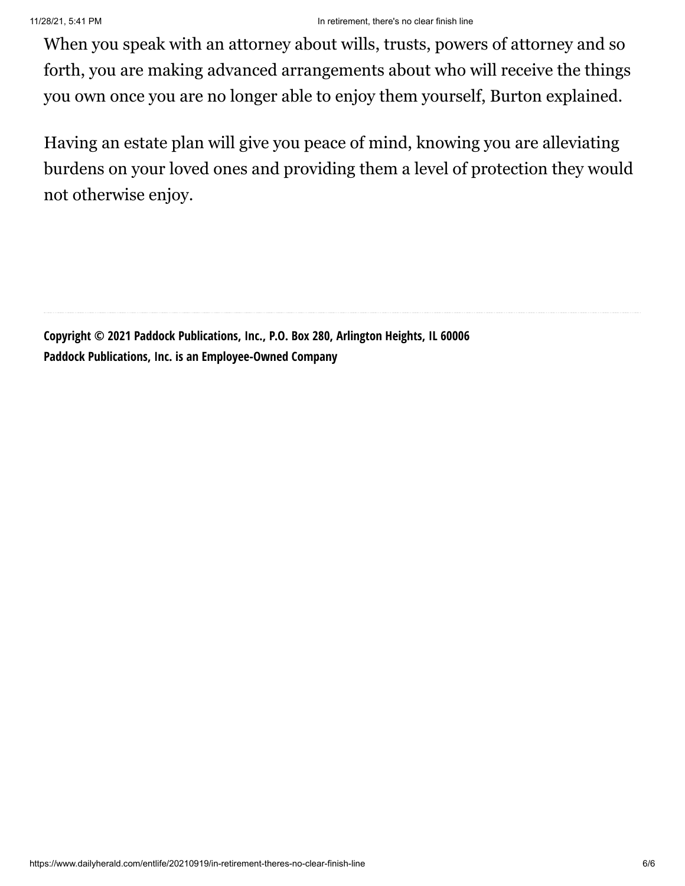When you speak with an attorney about wills, trusts, powers of attorney and so forth, you are making advanced arrangements about who will receive the things you own once you are no longer able to enjoy them yourself, Burton explained.

Having an estate plan will give you peace of mind, knowing you are alleviating burdens on your loved ones and providing them a level of protection they would not otherwise enjoy.

---

**Copyright © 2021 Paddock Publications, Inc., P.O. Box 280, Arlington Heights, IL 60006**
**Paddock Publications, Inc. is an Employee-Owned Company**